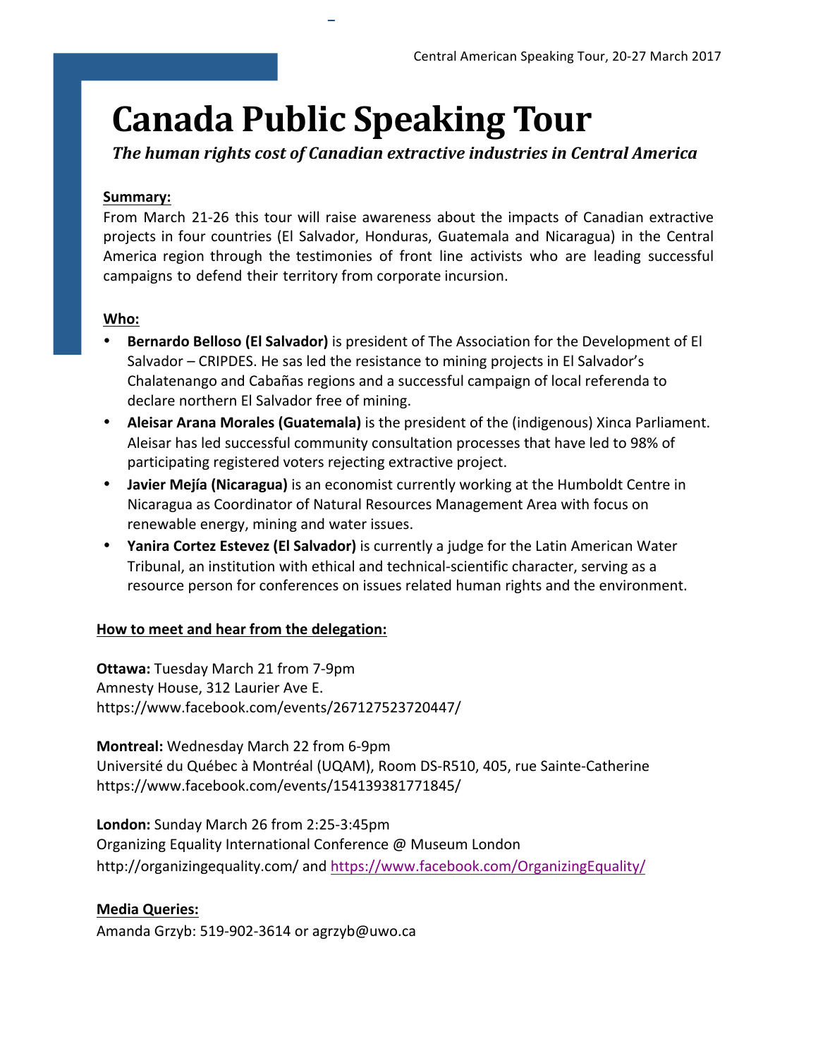# Canada Public Speaking Tour

***The human rights cost of Canadian extractive industries in Central America***

**Summary:**

From March 21-26 this tour will raise awareness about the impacts of Canadian extractive projects in four countries (El Salvador, Honduras, Guatemala and Nicaragua) in the Central America region through the testimonies of front line activists who are leading successful campaigns to defend their territory from corporate incursion.

**Who:**

- **Bernardo Belloso (El Salvador)** is president of The Association for the Development of El Salvador – CRIPDES. He sas led the resistance to mining projects in El Salvador's Chalatenango and Cabañas regions and a successful campaign of local referenda to declare northern El Salvador free of mining.
- **Aleisar Arana Morales (Guatemala)** is the president of the (indigenous) Xinca Parliament. Aleisar has led successful community consultation processes that have led to 98% of participating registered voters rejecting extractive project.
- **Javier Mejía (Nicaragua)** is an economist currently working at the Humboldt Centre in Nicaragua as Coordinator of Natural Resources Management Area with focus on renewable energy, mining and water issues.
- **Yanira Cortez Estevez (El Salvador)** is currently a judge for the Latin American Water Tribunal, an institution with ethical and technical-scientific character, serving as a resource person for conferences on issues related human rights and the environment.

**How to meet and hear from the delegation:**

**Ottawa:** Tuesday March 21 from 7-9pm
Amnesty House, 312 Laurier Ave E.
https://www.facebook.com/events/267127523720447/

**Montreal:** Wednesday March 22 from 6-9pm
Université du Québec à Montréal (UQAM), Room DS-R510, 405, rue Sainte-Catherine
https://www.facebook.com/events/154139381771845/

**London:** Sunday March 26 from 2:25-3:45pm
Organizing Equality International Conference @ Museum London
http://organizingequality.com/ and https://www.facebook.com/OrganizingEquality/

**Media Queries:**

Amanda Grzyb: 519-902-3614 or agrzyb@uwo.ca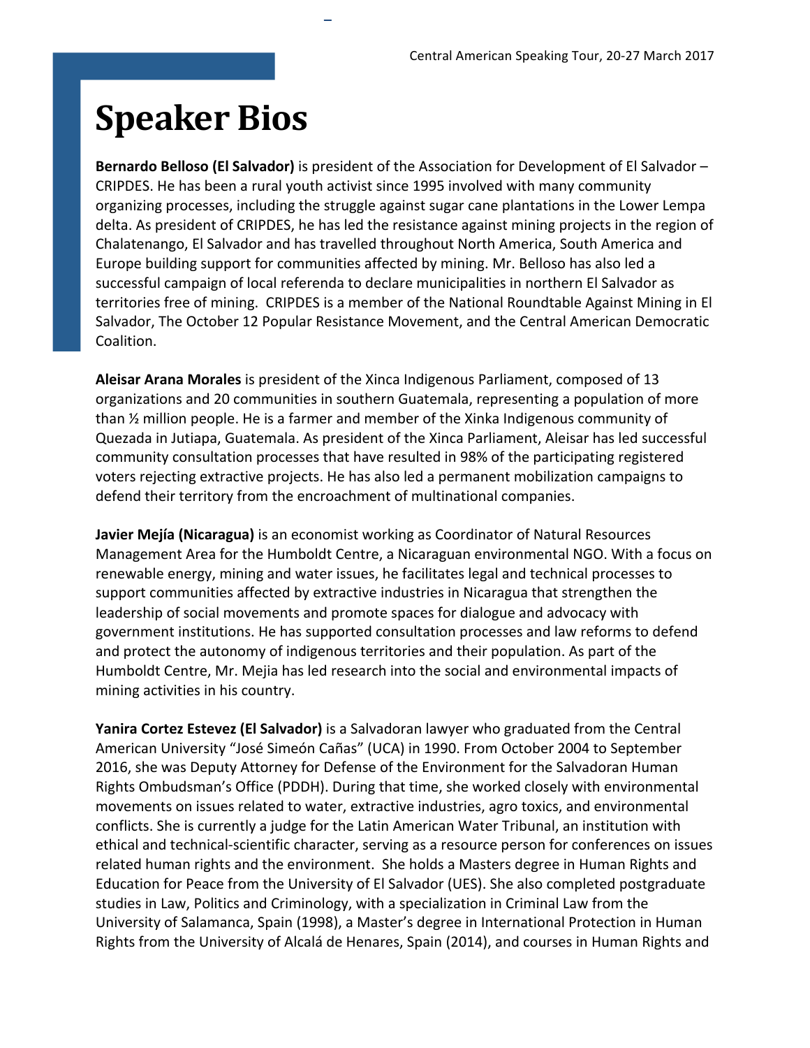# Speaker Bios

**Bernardo Belloso (El Salvador)** is president of the Association for Development of El Salvador – CRIPDES. He has been a rural youth activist since 1995 involved with many community organizing processes, including the struggle against sugar cane plantations in the Lower Lempa delta. As president of CRIPDES, he has led the resistance against mining projects in the region of Chalatenango, El Salvador and has travelled throughout North America, South America and Europe building support for communities affected by mining. Mr. Belloso has also led a successful campaign of local referenda to declare municipalities in northern El Salvador as territories free of mining. CRIPDES is a member of the National Roundtable Against Mining in El Salvador, The October 12 Popular Resistance Movement, and the Central American Democratic Coalition.

**Aleisar Arana Morales** is president of the Xinca Indigenous Parliament, composed of 13 organizations and 20 communities in southern Guatemala, representing a population of more than ½ million people. He is a farmer and member of the Xinka Indigenous community of Quezada in Jutiapa, Guatemala. As president of the Xinca Parliament, Aleisar has led successful community consultation processes that have resulted in 98% of the participating registered voters rejecting extractive projects. He has also led a permanent mobilization campaigns to defend their territory from the encroachment of multinational companies.

**Javier Mejía (Nicaragua)** is an economist working as Coordinator of Natural Resources Management Area for the Humboldt Centre, a Nicaraguan environmental NGO. With a focus on renewable energy, mining and water issues, he facilitates legal and technical processes to support communities affected by extractive industries in Nicaragua that strengthen the leadership of social movements and promote spaces for dialogue and advocacy with government institutions. He has supported consultation processes and law reforms to defend and protect the autonomy of indigenous territories and their population. As part of the Humboldt Centre, Mr. Mejia has led research into the social and environmental impacts of mining activities in his country.

**Yanira Cortez Estevez (El Salvador)** is a Salvadoran lawyer who graduated from the Central American University "José Simeón Cañas" (UCA) in 1990. From October 2004 to September 2016, she was Deputy Attorney for Defense of the Environment for the Salvadoran Human Rights Ombudsman's Office (PDDH). During that time, she worked closely with environmental movements on issues related to water, extractive industries, agro toxics, and environmental conflicts. She is currently a judge for the Latin American Water Tribunal, an institution with ethical and technical-scientific character, serving as a resource person for conferences on issues related human rights and the environment. She holds a Masters degree in Human Rights and Education for Peace from the University of El Salvador (UES). She also completed postgraduate studies in Law, Politics and Criminology, with a specialization in Criminal Law from the University of Salamanca, Spain (1998), a Master's degree in International Protection in Human Rights from the University of Alcalá de Henares, Spain (2014), and courses in Human Rights and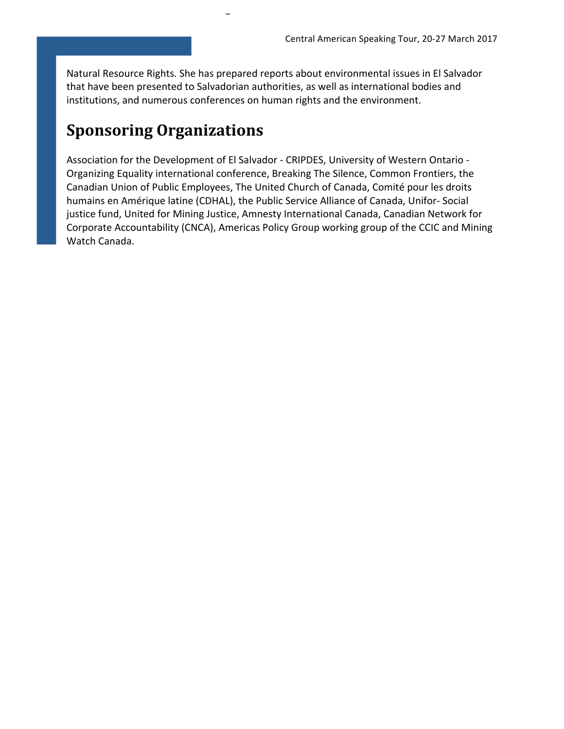Natural Resource Rights. She has prepared reports about environmental issues in El Salvador that have been presented to Salvadorian authorities, as well as international bodies and institutions, and numerous conferences on human rights and the environment.

## Sponsoring Organizations

Association for the Development of El Salvador - CRIPDES, University of Western Ontario - Organizing Equality international conference, Breaking The Silence, Common Frontiers, the Canadian Union of Public Employees, The United Church of Canada, Comité pour les droits humains en Amérique latine (CDHAL), the Public Service Alliance of Canada, Unifor- Social justice fund, United for Mining Justice, Amnesty International Canada, Canadian Network for Corporate Accountability (CNCA), Americas Policy Group working group of the CCIC and Mining Watch Canada.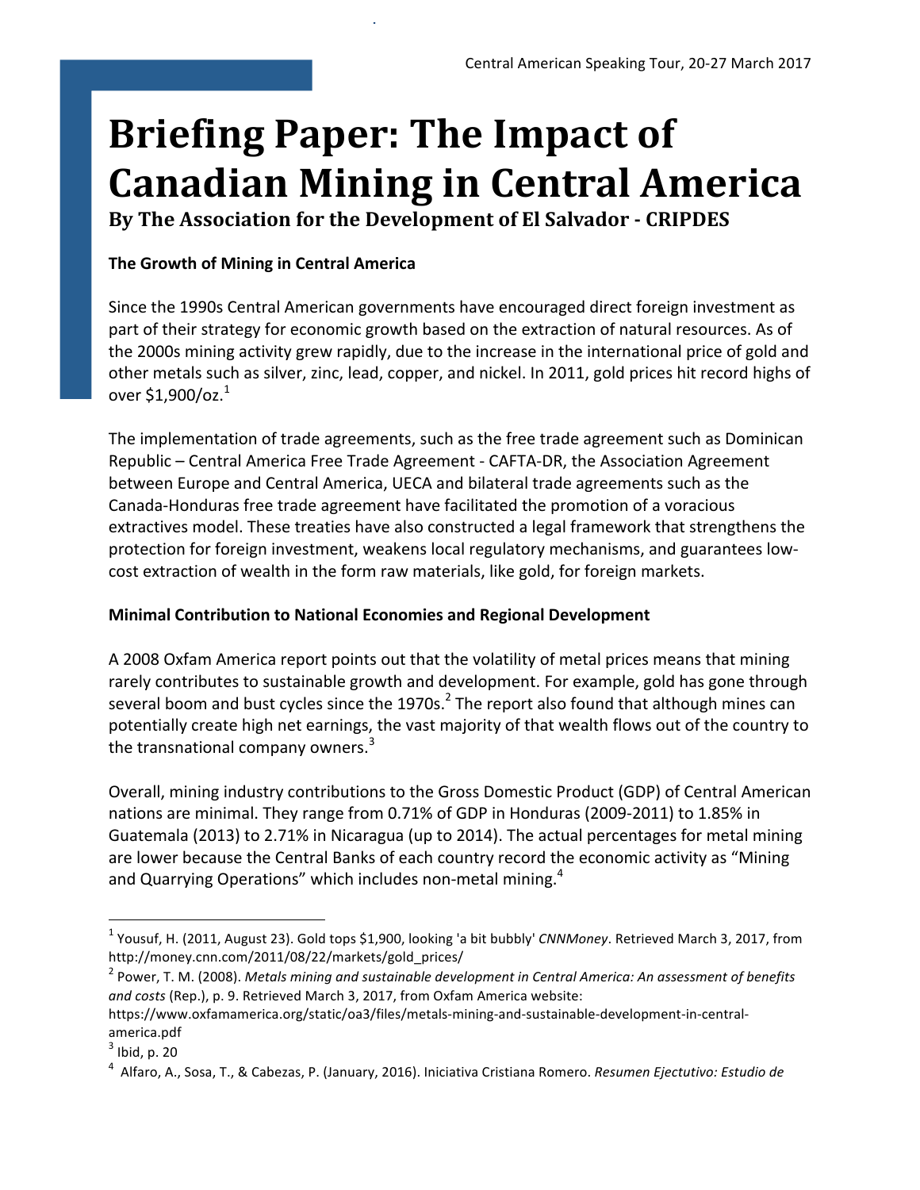# Briefing Paper: The Impact of Canadian Mining in Central America

**By The Association for the Development of El Salvador - CRIPDES**

### The Growth of Mining in Central America

Since the 1990s Central American governments have encouraged direct foreign investment as part of their strategy for economic growth based on the extraction of natural resources. As of the 2000s mining activity grew rapidly, due to the increase in the international price of gold and other metals such as silver, zinc, lead, copper, and nickel. In 2011, gold prices hit record highs of over $1,900/oz.[1]

The implementation of trade agreements, such as the free trade agreement such as Dominican Republic – Central America Free Trade Agreement - CAFTA-DR, the Association Agreement between Europe and Central America, UECA and bilateral trade agreements such as the Canada-Honduras free trade agreement have facilitated the promotion of a voracious extractives model. These treaties have also constructed a legal framework that strengthens the protection for foreign investment, weakens local regulatory mechanisms, and guarantees low-cost extraction of wealth in the form raw materials, like gold, for foreign markets.

### Minimal Contribution to National Economies and Regional Development

A 2008 Oxfam America report points out that the volatility of metal prices means that mining rarely contributes to sustainable growth and development. For example, gold has gone through several boom and bust cycles since the 1970s.[2] The report also found that although mines can potentially create high net earnings, the vast majority of that wealth flows out of the country to the transnational company owners.[3]

Overall, mining industry contributions to the Gross Domestic Product (GDP) of Central American nations are minimal. They range from 0.71% of GDP in Honduras (2009-2011) to 1.85% in Guatemala (2013) to 2.71% in Nicaragua (up to 2014). The actual percentages for metal mining are lower because the Central Banks of each country record the economic activity as "Mining and Quarrying Operations" which includes non-metal mining.[4]

---

[1] Yousuf, H. (2011, August 23). Gold tops $1,900, looking 'a bit bubbly' *CNNMoney*. Retrieved March 3, 2017, from http://money.cnn.com/2011/08/22/markets/gold_prices/

[2] Power, T. M. (2008). *Metals mining and sustainable development in Central America: An assessment of benefits and costs* (Rep.), p. 9. Retrieved March 3, 2017, from Oxfam America website: https://www.oxfamamerica.org/static/oa3/files/metals-mining-and-sustainable-development-in-central-america.pdf

[3] Ibid, p. 20

[4] Alfaro, A., Sosa, T., & Cabezas, P. (January, 2016). Iniciativa Cristiana Romero. *Resumen Ejecutivo: Estudio de*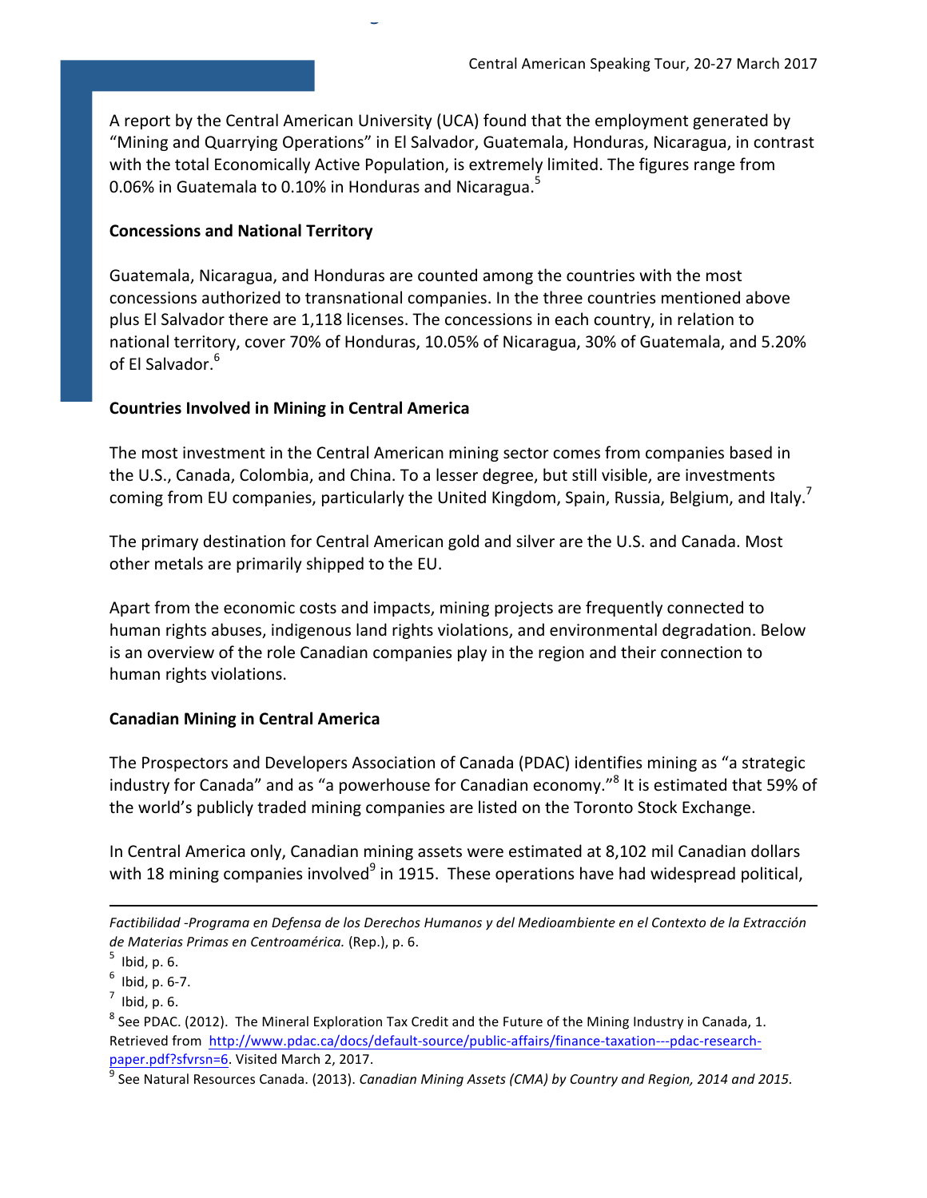A report by the Central American University (UCA) found that the employment generated by "Mining and Quarrying Operations" in El Salvador, Guatemala, Honduras, Nicaragua, in contrast with the total Economically Active Population, is extremely limited. The figures range from 0.06% in Guatemala to 0.10% in Honduras and Nicaragua.[5]

**Concessions and National Territory**

Guatemala, Nicaragua, and Honduras are counted among the countries with the most concessions authorized to transnational companies. In the three countries mentioned above plus El Salvador there are 1,118 licenses. The concessions in each country, in relation to national territory, cover 70% of Honduras, 10.05% of Nicaragua, 30% of Guatemala, and 5.20% of El Salvador.[6]

**Countries Involved in Mining in Central America**

The most investment in the Central American mining sector comes from companies based in the U.S., Canada, Colombia, and China. To a lesser degree, but still visible, are investments coming from EU companies, particularly the United Kingdom, Spain, Russia, Belgium, and Italy.[7]

The primary destination for Central American gold and silver are the U.S. and Canada. Most other metals are primarily shipped to the EU.

Apart from the economic costs and impacts, mining projects are frequently connected to human rights abuses, indigenous land rights violations, and environmental degradation. Below is an overview of the role Canadian companies play in the region and their connection to human rights violations.

**Canadian Mining in Central America**

The Prospectors and Developers Association of Canada (PDAC) identifies mining as "a strategic industry for Canada" and as "a powerhouse for Canadian economy."[8] It is estimated that 59% of the world's publicly traded mining companies are listed on the Toronto Stock Exchange.

In Central America only, Canadian mining assets were estimated at 8,102 mil Canadian dollars with 18 mining companies involved[9] in 1915. These operations have had widespread political,

---

*Factibilidad -Programa en Defensa de los Derechos Humanos y del Medioambiente en el Contexto de la Extracción de Materias Primas en Centroamérica.* (Rep.), p. 6.

[5] Ibid, p. 6.

[6] Ibid, p. 6-7.

[7] Ibid, p. 6.

[8] See PDAC. (2012). The Mineral Exploration Tax Credit and the Future of the Mining Industry in Canada, 1. Retrieved from http://www.pdac.ca/docs/default-source/public-affairs/finance-taxation---pdac-research-paper.pdf?sfvrsn=6. Visited March 2, 2017.

[9] See Natural Resources Canada. (2013). *Canadian Mining Assets (CMA) by Country and Region, 2014 and 2015.*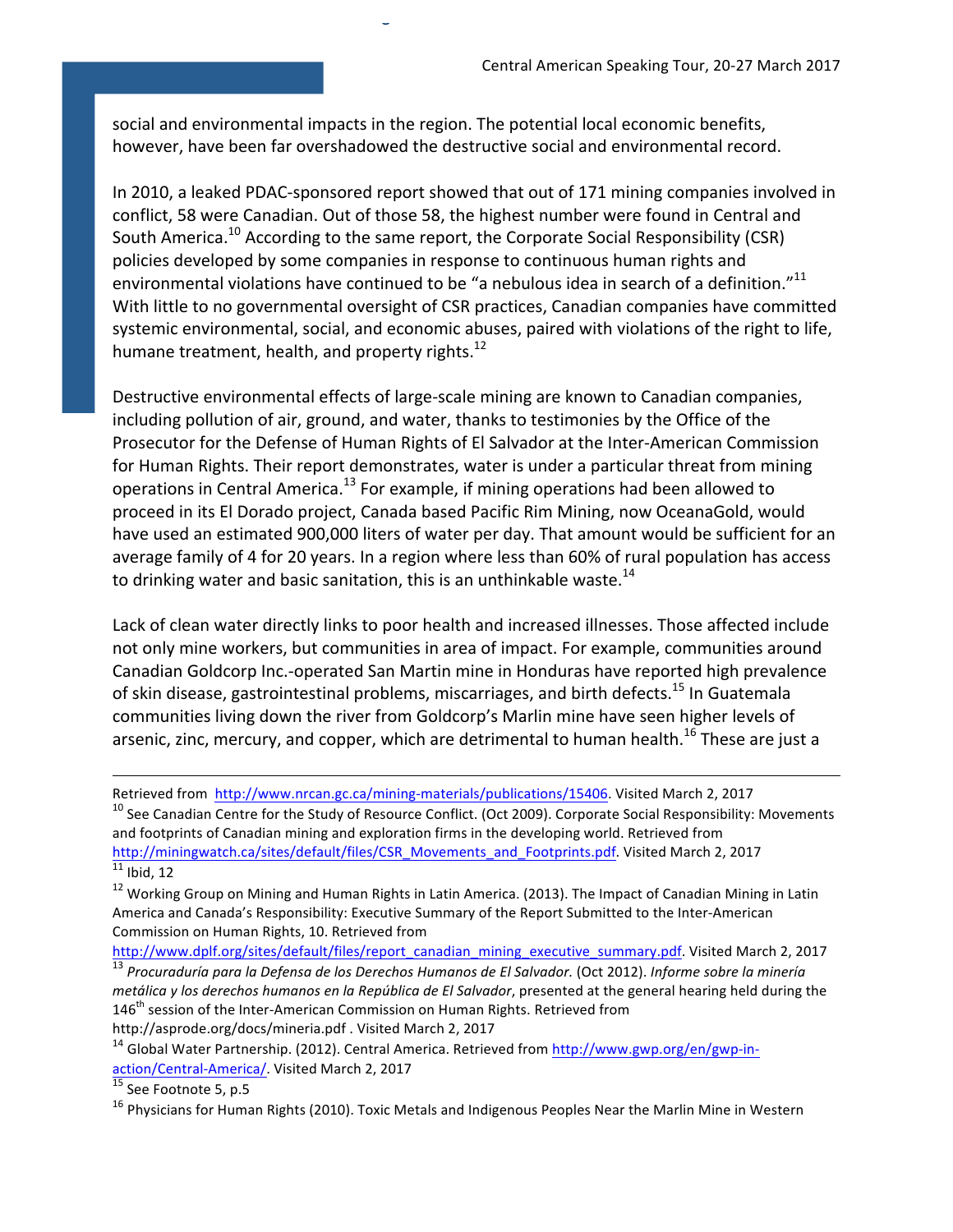social and environmental impacts in the region. The potential local economic benefits, however, have been far overshadowed the destructive social and environmental record.

In 2010, a leaked PDAC-sponsored report showed that out of 171 mining companies involved in conflict, 58 were Canadian. Out of those 58, the highest number were found in Central and South America.[10] According to the same report, the Corporate Social Responsibility (CSR) policies developed by some companies in response to continuous human rights and environmental violations have continued to be "a nebulous idea in search of a definition."[11] With little to no governmental oversight of CSR practices, Canadian companies have committed systemic environmental, social, and economic abuses, paired with violations of the right to life, humane treatment, health, and property rights.[12]

Destructive environmental effects of large-scale mining are known to Canadian companies, including pollution of air, ground, and water, thanks to testimonies by the Office of the Prosecutor for the Defense of Human Rights of El Salvador at the Inter-American Commission for Human Rights. Their report demonstrates, water is under a particular threat from mining operations in Central America.[13] For example, if mining operations had been allowed to proceed in its El Dorado project, Canada based Pacific Rim Mining, now OceanaGold, would have used an estimated 900,000 liters of water per day. That amount would be sufficient for an average family of 4 for 20 years. In a region where less than 60% of rural population has access to drinking water and basic sanitation, this is an unthinkable waste.[14]

Lack of clean water directly links to poor health and increased illnesses. Those affected include not only mine workers, but communities in area of impact. For example, communities around Canadian Goldcorp Inc.-operated San Martin mine in Honduras have reported high prevalence of skin disease, gastrointestinal problems, miscarriages, and birth defects.[15] In Guatemala communities living down the river from Goldcorp's Marlin mine have seen higher levels of arsenic, zinc, mercury, and copper, which are detrimental to human health.[16] These are just a

---

Retrieved from http://www.nrcan.gc.ca/mining-materials/publications/15406. Visited March 2, 2017

[10] See Canadian Centre for the Study of Resource Conflict. (Oct 2009). Corporate Social Responsibility: Movements and footprints of Canadian mining and exploration firms in the developing world. Retrieved from http://miningwatch.ca/sites/default/files/CSR_Movements_and_Footprints.pdf. Visited March 2, 2017

[11] Ibid, 12

[12] Working Group on Mining and Human Rights in Latin America. (2013). The Impact of Canadian Mining in Latin America and Canada's Responsibility: Executive Summary of the Report Submitted to the Inter-American Commission on Human Rights, 10. Retrieved from http://www.dplf.org/sites/default/files/report_canadian_mining_executive_summary.pdf. Visited March 2, 2017

[13] *Procuraduría para la Defensa de los Derechos Humanos de El Salvador.* (Oct 2012). *Informe sobre la minería metálica y los derechos humanos en la República de El Salvador*, presented at the general hearing held during the 146th session of the Inter-American Commission on Human Rights. Retrieved from http://asprode.org/docs/mineria.pdf . Visited March 2, 2017

[14] Global Water Partnership. (2012). Central America. Retrieved from http://www.gwp.org/en/gwp-in-action/Central-America/. Visited March 2, 2017

[15] See Footnote 5, p.5

[16] Physicians for Human Rights (2010). Toxic Metals and Indigenous Peoples Near the Marlin Mine in Western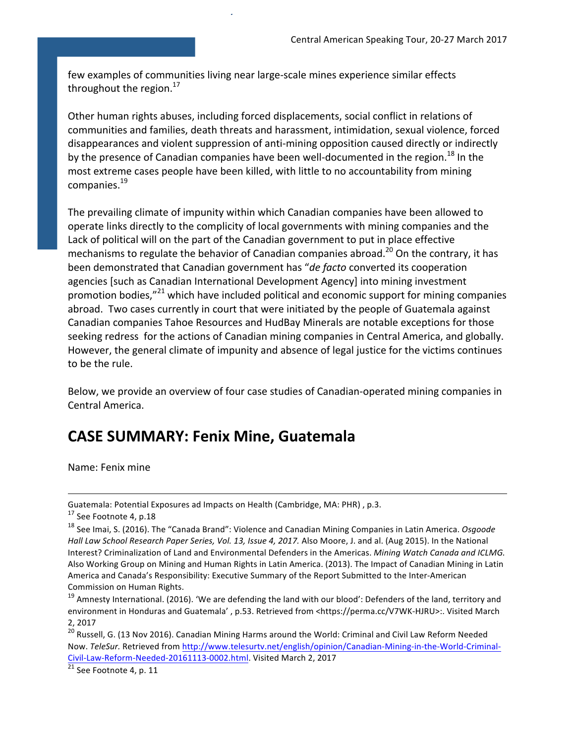few examples of communities living near large-scale mines experience similar effects throughout the region.[17]

Other human rights abuses, including forced displacements, social conflict in relations of communities and families, death threats and harassment, intimidation, sexual violence, forced disappearances and violent suppression of anti-mining opposition caused directly or indirectly by the presence of Canadian companies have been well-documented in the region.[18] In the most extreme cases people have been killed, with little to no accountability from mining companies.[19]

The prevailing climate of impunity within which Canadian companies have been allowed to operate links directly to the complicity of local governments with mining companies and the Lack of political will on the part of the Canadian government to put in place effective mechanisms to regulate the behavior of Canadian companies abroad.[20] On the contrary, it has been demonstrated that Canadian government has "*de facto* converted its cooperation agencies [such as Canadian International Development Agency] into mining investment promotion bodies,"[21] which have included political and economic support for mining companies abroad. Two cases currently in court that were initiated by the people of Guatemala against Canadian companies Tahoe Resources and HudBay Minerals are notable exceptions for those seeking redress for the actions of Canadian mining companies in Central America, and globally. However, the general climate of impunity and absence of legal justice for the victims continues to be the rule.

Below, we provide an overview of four case studies of Canadian-operated mining companies in Central America.

## CASE SUMMARY: Fenix Mine, Guatemala

Name: Fenix mine

---

Guatemala: Potential Exposures ad Impacts on Health (Cambridge, MA: PHR) , p.3.

[17] See Footnote 4, p.18

[18] See Imai, S. (2016). The "Canada Brand": Violence and Canadian Mining Companies in Latin America. *Osgoode Hall Law School Research Paper Series, Vol. 13, Issue 4, 2017.* Also Moore, J. and al. (Aug 2015). In the National Interest? Criminalization of Land and Environmental Defenders in the Americas. *Mining Watch Canada and ICLMG.* Also Working Group on Mining and Human Rights in Latin America. (2013). The Impact of Canadian Mining in Latin America and Canada's Responsibility: Executive Summary of the Report Submitted to the Inter-American Commission on Human Rights.

[19] Amnesty International. (2016). 'We are defending the land with our blood': Defenders of the land, territory and environment in Honduras and Guatemala' , p.53. Retrieved from <https://perma.cc/V7WK-HJRU>:. Visited March 2, 2017

[20] Russell, G. (13 Nov 2016). Canadian Mining Harms around the World: Criminal and Civil Law Reform Needed Now. *TeleSur.* Retrieved from http://www.telesurtv.net/english/opinion/Canadian-Mining-in-the-World-Criminal-Civil-Law-Reform-Needed-20161113-0002.html. Visited March 2, 2017

[21] See Footnote 4, p. 11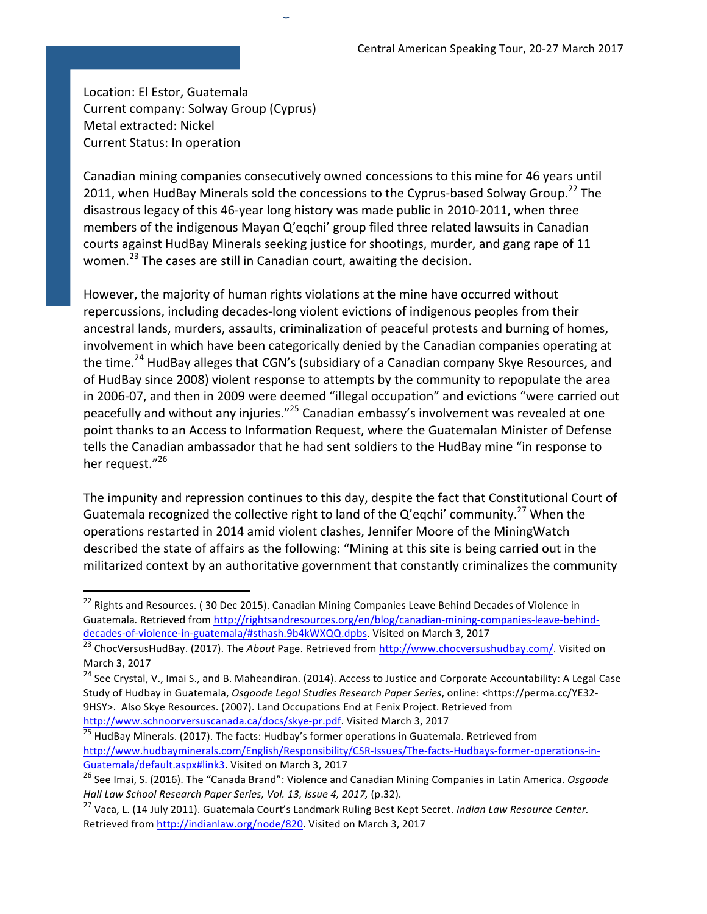Location: El Estor, Guatemala
Current company: Solway Group (Cyprus)
Metal extracted: Nickel
Current Status: In operation

Canadian mining companies consecutively owned concessions to this mine for 46 years until 2011, when HudBay Minerals sold the concessions to the Cyprus-based Solway Group.[22] The disastrous legacy of this 46-year long history was made public in 2010-2011, when three members of the indigenous Mayan Q'eqchi' group filed three related lawsuits in Canadian courts against HudBay Minerals seeking justice for shootings, murder, and gang rape of 11 women.[23] The cases are still in Canadian court, awaiting the decision.

However, the majority of human rights violations at the mine have occurred without repercussions, including decades-long violent evictions of indigenous peoples from their ancestral lands, murders, assaults, criminalization of peaceful protests and burning of homes, involvement in which have been categorically denied by the Canadian companies operating at the time.[24] HudBay alleges that CGN's (subsidiary of a Canadian company Skye Resources, and of HudBay since 2008) violent response to attempts by the community to repopulate the area in 2006-07, and then in 2009 were deemed "illegal occupation" and evictions "were carried out peacefully and without any injuries."[25] Canadian embassy's involvement was revealed at one point thanks to an Access to Information Request, where the Guatemalan Minister of Defense tells the Canadian ambassador that he had sent soldiers to the HudBay mine "in response to her request."[26]

The impunity and repression continues to this day, despite the fact that Constitutional Court of Guatemala recognized the collective right to land of the Q'eqchi' community.[27] When the operations restarted in 2014 amid violent clashes, Jennifer Moore of the MiningWatch described the state of affairs as the following: "Mining at this site is being carried out in the militarized context by an authoritative government that constantly criminalizes the community

---

[22] Rights and Resources. ( 30 Dec 2015). Canadian Mining Companies Leave Behind Decades of Violence in Guatemala. Retrieved from http://rightsandresources.org/en/blog/canadian-mining-companies-leave-behind-decades-of-violence-in-guatemala/#sthash.9b4kWXQQ.dpbs. Visited on March 3, 2017

[23] ChocVersusHudBay. (2017). The *About* Page. Retrieved from http://www.chocversushudbay.com/. Visited on March 3, 2017

[24] See Crystal, V., Imai S., and B. Maheandiran. (2014). Access to Justice and Corporate Accountability: A Legal Case Study of Hudbay in Guatemala, *Osgoode Legal Studies Research Paper Series*, online: <https://perma.cc/YE32-9HSY>. Also Skye Resources. (2007). Land Occupations End at Fenix Project. Retrieved from http://www.schnoorversuscanada.ca/docs/skye-pr.pdf. Visited March 3, 2017

[25] HudBay Minerals. (2017). The facts: Hudbay's former operations in Guatemala. Retrieved from http://www.hudbayminerals.com/English/Responsibility/CSR-Issues/The-facts-Hudbays-former-operations-in-Guatemala/default.aspx#link3. Visited on March 3, 2017

[26] See Imai, S. (2016). The "Canada Brand": Violence and Canadian Mining Companies in Latin America. *Osgoode Hall Law School Research Paper Series, Vol. 13, Issue 4, 2017,* (p.32).

[27] Vaca, L. (14 July 2011). Guatemala Court's Landmark Ruling Best Kept Secret. *Indian Law Resource Center.* Retrieved from http://indianlaw.org/node/820. Visited on March 3, 2017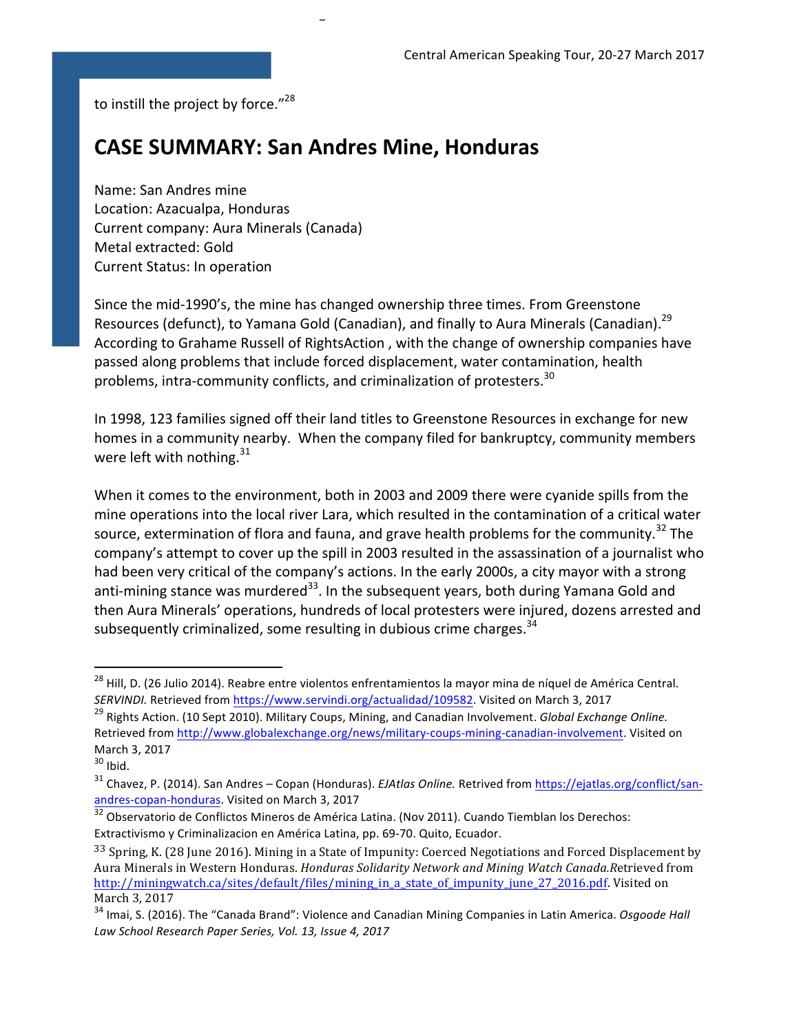to instill the project by force."[28]

## CASE SUMMARY: San Andres Mine, Honduras

Name: San Andres mine
Location: Azacualpa, Honduras
Current company: Aura Minerals (Canada)
Metal extracted: Gold
Current Status: In operation

Since the mid-1990's, the mine has changed ownership three times. From Greenstone Resources (defunct), to Yamana Gold (Canadian), and finally to Aura Minerals (Canadian).[29] According to Grahame Russell of RightsAction , with the change of ownership companies have passed along problems that include forced displacement, water contamination, health problems, intra-community conflicts, and criminalization of protesters.[30]

In 1998, 123 families signed off their land titles to Greenstone Resources in exchange for new homes in a community nearby. When the company filed for bankruptcy, community members were left with nothing.[31]

When it comes to the environment, both in 2003 and 2009 there were cyanide spills from the mine operations into the local river Lara, which resulted in the contamination of a critical water source, extermination of flora and fauna, and grave health problems for the community.[32] The company's attempt to cover up the spill in 2003 resulted in the assassination of a journalist who had been very critical of the company's actions. In the early 2000s, a city mayor with a strong anti-mining stance was murdered[33]. In the subsequent years, both during Yamana Gold and then Aura Minerals' operations, hundreds of local protesters were injured, dozens arrested and subsequently criminalized, some resulting in dubious crime charges.[34]

---

[28] Hill, D. (26 Julio 2014). Reabre entre violentos enfrentamientos la mayor mina de níquel de América Central. *SERVINDI.* Retrieved from https://www.servindi.org/actualidad/109582. Visited on March 3, 2017

[29] Rights Action. (10 Sept 2010). Military Coups, Mining, and Canadian Involvement. *Global Exchange Online.* Retrieved from http://www.globalexchange.org/news/military-coups-mining-canadian-involvement. Visited on March 3, 2017

[30] Ibid.

[31] Chavez, P. (2014). San Andres – Copan (Honduras). *EJAtlas Online.* Retrived from https://ejatlas.org/conflict/san-andres-copan-honduras. Visited on March 3, 2017

[32] Observatorio de Conflictos Mineros de América Latina. (Nov 2011). Cuando Tiemblan los Derechos: Extractivismo y Criminalizacion en América Latina, pp. 69-70. Quito, Ecuador.

[33] Spring, K. (28 June 2016). Mining in a State of Impunity: Coerced Negotiations and Forced Displacement by Aura Minerals in Western Honduras. *Honduras Solidarity Network and Mining Watch Canada.*Retrieved from http://miningwatch.ca/sites/default/files/mining_in_a_state_of_impunity_june_27_2016.pdf. Visited on March 3, 2017

[34] Imai, S. (2016). The "Canada Brand": Violence and Canadian Mining Companies in Latin America. *Osgoode Hall Law School Research Paper Series, Vol. 13, Issue 4, 2017*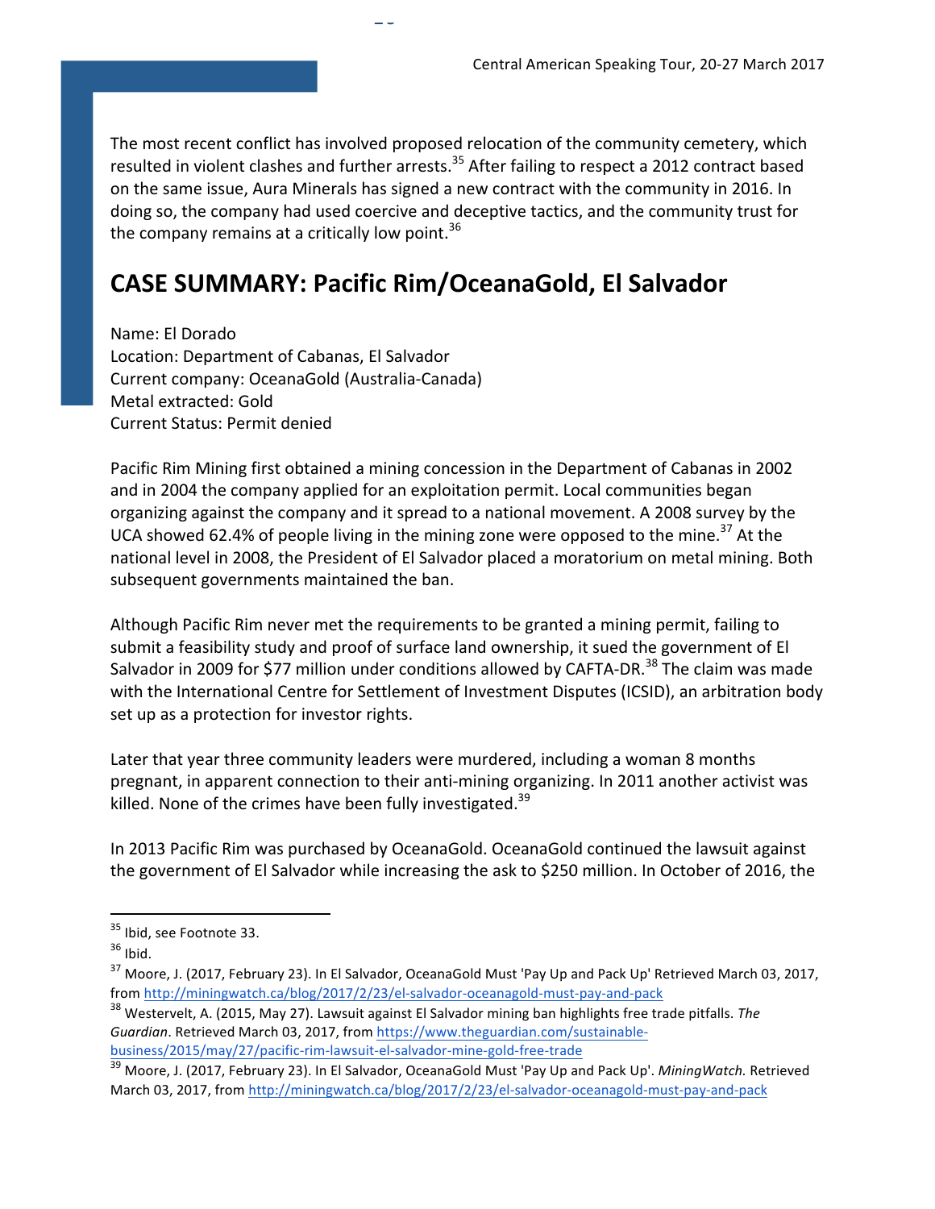The most recent conflict has involved proposed relocation of the community cemetery, which resulted in violent clashes and further arrests.[35] After failing to respect a 2012 contract based on the same issue, Aura Minerals has signed a new contract with the community in 2016. In doing so, the company had used coercive and deceptive tactics, and the community trust for the company remains at a critically low point.[36]

## CASE SUMMARY: Pacific Rim/OceanaGold, El Salvador

Name: El Dorado
Location: Department of Cabanas, El Salvador
Current company: OceanaGold (Australia-Canada)
Metal extracted: Gold
Current Status: Permit denied

Pacific Rim Mining first obtained a mining concession in the Department of Cabanas in 2002 and in 2004 the company applied for an exploitation permit. Local communities began organizing against the company and it spread to a national movement. A 2008 survey by the UCA showed 62.4% of people living in the mining zone were opposed to the mine.[37] At the national level in 2008, the President of El Salvador placed a moratorium on metal mining. Both subsequent governments maintained the ban.

Although Pacific Rim never met the requirements to be granted a mining permit, failing to submit a feasibility study and proof of surface land ownership, it sued the government of El Salvador in 2009 for $77 million under conditions allowed by CAFTA-DR.[38] The claim was made with the International Centre for Settlement of Investment Disputes (ICSID), an arbitration body set up as a protection for investor rights.

Later that year three community leaders were murdered, including a woman 8 months pregnant, in apparent connection to their anti-mining organizing. In 2011 another activist was killed. None of the crimes have been fully investigated.[39]

In 2013 Pacific Rim was purchased by OceanaGold. OceanaGold continued the lawsuit against the government of El Salvador while increasing the ask to $250 million. In October of 2016, the

---

[35] Ibid, see Footnote 33.

[36] Ibid.

[37] Moore, J. (2017, February 23). In El Salvador, OceanaGold Must 'Pay Up and Pack Up' Retrieved March 03, 2017, from http://miningwatch.ca/blog/2017/2/23/el-salvador-oceanagold-must-pay-and-pack

[38] Westervelt, A. (2015, May 27). Lawsuit against El Salvador mining ban highlights free trade pitfalls. *The Guardian*. Retrieved March 03, 2017, from https://www.theguardian.com/sustainable-business/2015/may/27/pacific-rim-lawsuit-el-salvador-mine-gold-free-trade

[39] Moore, J. (2017, February 23). In El Salvador, OceanaGold Must 'Pay Up and Pack Up'. *MiningWatch.* Retrieved March 03, 2017, from http://miningwatch.ca/blog/2017/2/23/el-salvador-oceanagold-must-pay-and-pack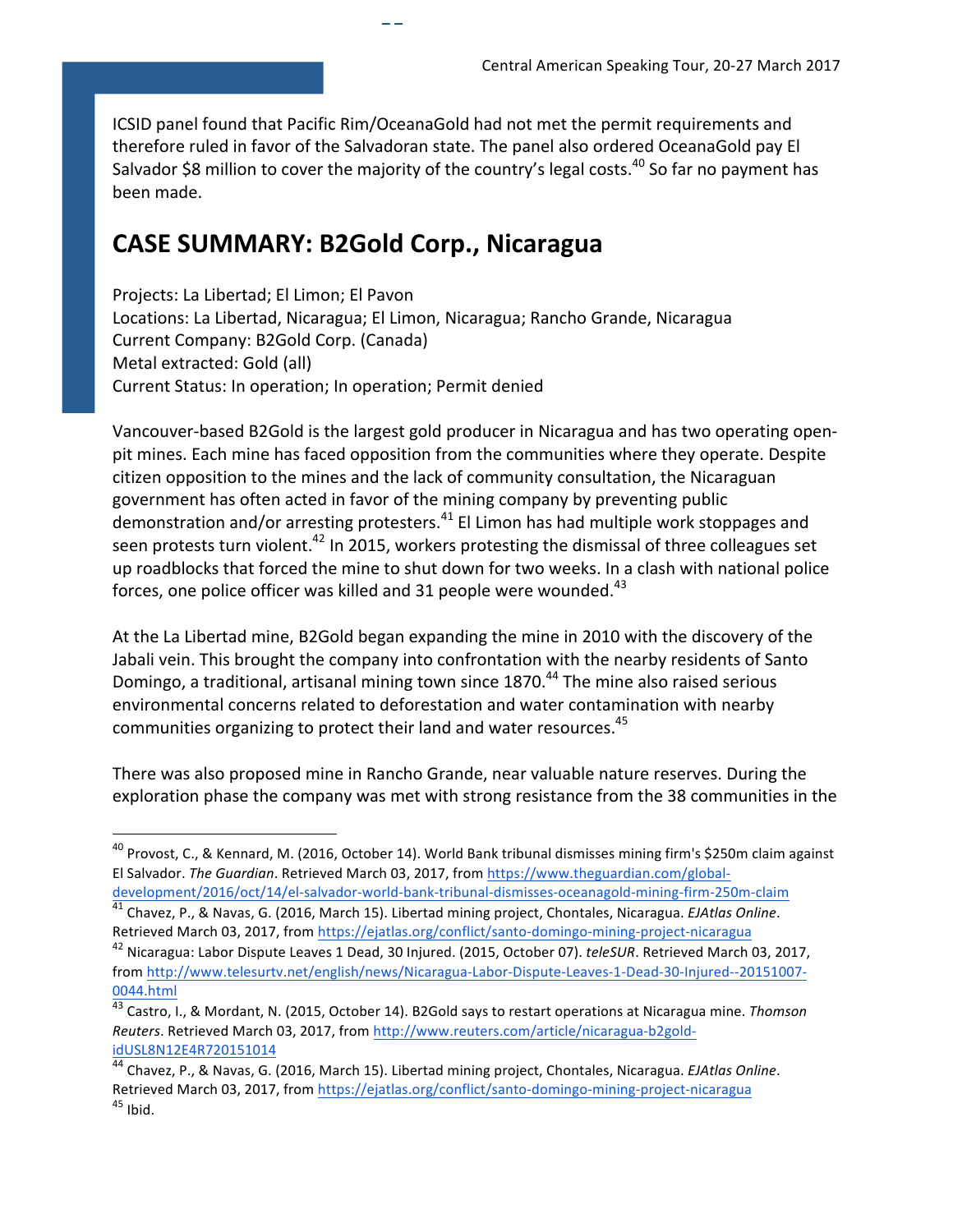ICSID panel found that Pacific Rim/OceanaGold had not met the permit requirements and therefore ruled in favor of the Salvadoran state. The panel also ordered OceanaGold pay El Salvador $8 million to cover the majority of the country's legal costs.[40] So far no payment has been made.

## CASE SUMMARY: B2Gold Corp., Nicaragua

Projects: La Libertad; El Limon; El Pavon
Locations: La Libertad, Nicaragua; El Limon, Nicaragua; Rancho Grande, Nicaragua
Current Company: B2Gold Corp. (Canada)
Metal extracted: Gold (all)
Current Status: In operation; In operation; Permit denied

Vancouver-based B2Gold is the largest gold producer in Nicaragua and has two operating open-pit mines. Each mine has faced opposition from the communities where they operate. Despite citizen opposition to the mines and the lack of community consultation, the Nicaraguan government has often acted in favor of the mining company by preventing public demonstration and/or arresting protesters.[41] El Limon has had multiple work stoppages and seen protests turn violent.[42] In 2015, workers protesting the dismissal of three colleagues set up roadblocks that forced the mine to shut down for two weeks. In a clash with national police forces, one police officer was killed and 31 people were wounded.[43]

At the La Libertad mine, B2Gold began expanding the mine in 2010 with the discovery of the Jabali vein. This brought the company into confrontation with the nearby residents of Santo Domingo, a traditional, artisanal mining town since 1870.[44] The mine also raised serious environmental concerns related to deforestation and water contamination with nearby communities organizing to protect their land and water resources.[45]

There was also proposed mine in Rancho Grande, near valuable nature reserves. During the exploration phase the company was met with strong resistance from the 38 communities in the

---

[40] Provost, C., & Kennard, M. (2016, October 14). World Bank tribunal dismisses mining firm's $250m claim against El Salvador. *The Guardian*. Retrieved March 03, 2017, from https://www.theguardian.com/global-development/2016/oct/14/el-salvador-world-bank-tribunal-dismisses-oceanagold-mining-firm-250m-claim

[41] Chavez, P., & Navas, G. (2016, March 15). Libertad mining project, Chontales, Nicaragua. *EJAtlas Online*. Retrieved March 03, 2017, from https://ejatlas.org/conflict/santo-domingo-mining-project-nicaragua

[42] Nicaragua: Labor Dispute Leaves 1 Dead, 30 Injured. (2015, October 07). *teleSUR*. Retrieved March 03, 2017, from http://www.telesurtv.net/english/news/Nicaragua-Labor-Dispute-Leaves-1-Dead-30-Injured--20151007-0044.html

[43] Castro, I., & Mordant, N. (2015, October 14). B2Gold says to restart operations at Nicaragua mine. *Thomson Reuters*. Retrieved March 03, 2017, from http://www.reuters.com/article/nicaragua-b2gold-idUSL8N12E4R720151014

[44] Chavez, P., & Navas, G. (2016, March 15). Libertad mining project, Chontales, Nicaragua. *EJAtlas Online*. Retrieved March 03, 2017, from https://ejatlas.org/conflict/santo-domingo-mining-project-nicaragua

[45] Ibid.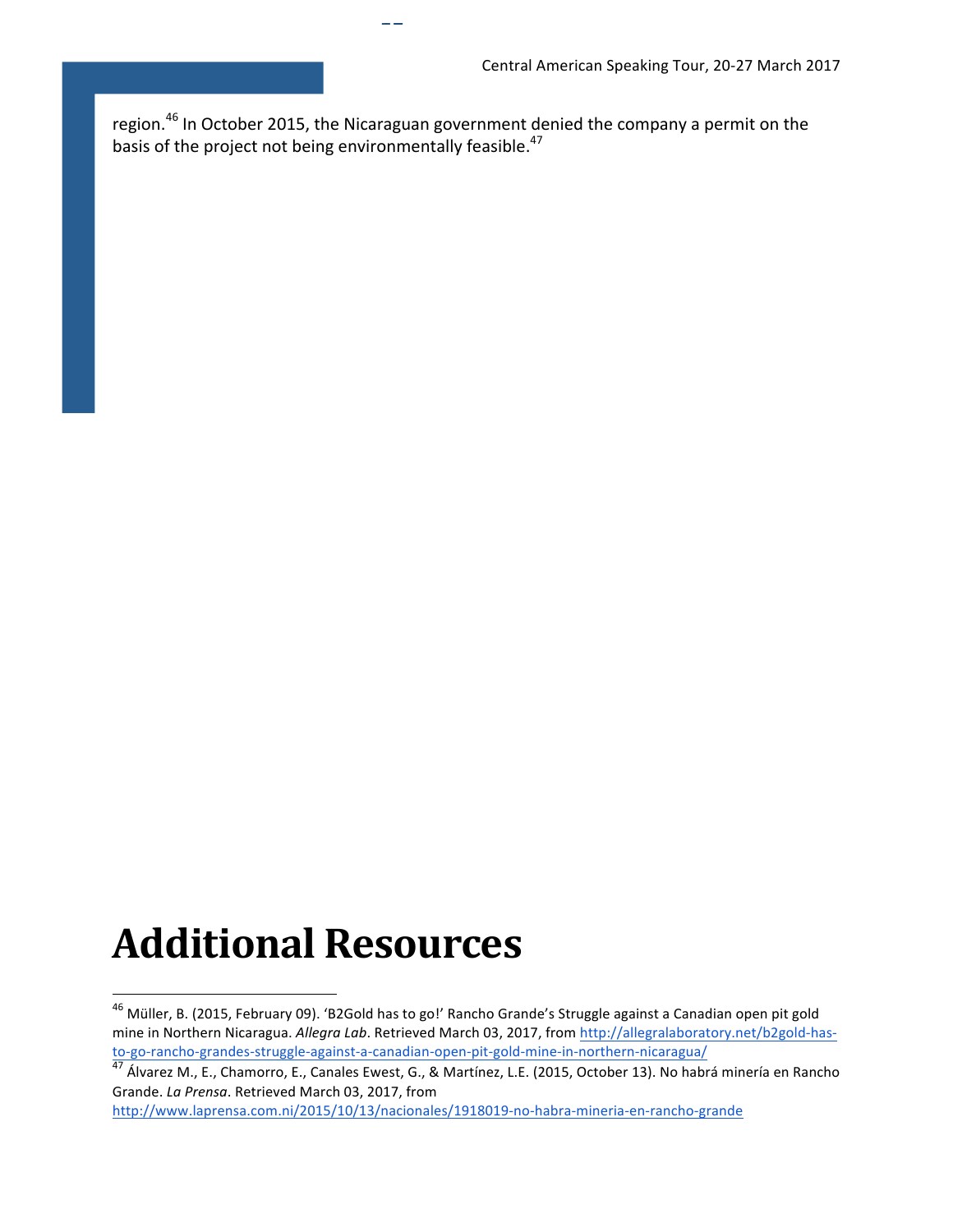region.[46] In October 2015, the Nicaraguan government denied the company a permit on the basis of the project not being environmentally feasible.[47]

# Additional Resources

[46] Müller, B. (2015, February 09). 'B2Gold has to go!' Rancho Grande's Struggle against a Canadian open pit gold mine in Northern Nicaragua. *Allegra Lab*. Retrieved March 03, 2017, from http://allegralaboratory.net/b2gold-has-to-go-rancho-grandes-struggle-against-a-canadian-open-pit-gold-mine-in-northern-nicaragua/

[47] Álvarez M., E., Chamorro, E., Canales Ewest, G., & Martínez, L.E. (2015, October 13). No habrá minería en Rancho Grande. *La Prensa*. Retrieved March 03, 2017, from http://www.laprensa.com.ni/2015/10/13/nacionales/1918019-no-habra-mineria-en-rancho-grande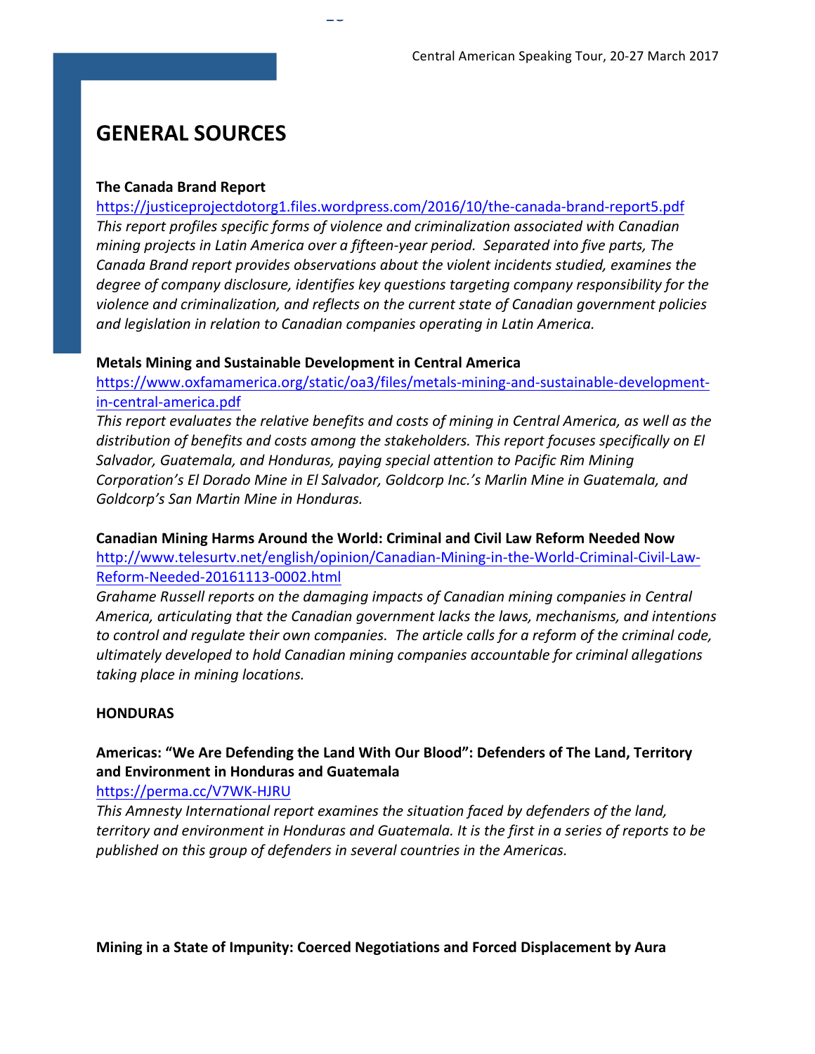# GENERAL SOURCES

**The Canada Brand Report**
https://justiceprojectdotorg1.files.wordpress.com/2016/10/the-canada-brand-report5.pdf
*This report profiles specific forms of violence and criminalization associated with Canadian mining projects in Latin America over a fifteen-year period. Separated into five parts, The Canada Brand report provides observations about the violent incidents studied, examines the degree of company disclosure, identifies key questions targeting company responsibility for the violence and criminalization, and reflects on the current state of Canadian government policies and legislation in relation to Canadian companies operating in Latin America.*

**Metals Mining and Sustainable Development in Central America**
https://www.oxfamamerica.org/static/oa3/files/metals-mining-and-sustainable-development-in-central-america.pdf
*This report evaluates the relative benefits and costs of mining in Central America, as well as the distribution of benefits and costs among the stakeholders. This report focuses specifically on El Salvador, Guatemala, and Honduras, paying special attention to Pacific Rim Mining Corporation's El Dorado Mine in El Salvador, Goldcorp Inc.'s Marlin Mine in Guatemala, and Goldcorp's San Martin Mine in Honduras.*

**Canadian Mining Harms Around the World: Criminal and Civil Law Reform Needed Now**
http://www.telesurtv.net/english/opinion/Canadian-Mining-in-the-World-Criminal-Civil-Law-Reform-Needed-20161113-0002.html
*Grahame Russell reports on the damaging impacts of Canadian mining companies in Central America, articulating that the Canadian government lacks the laws, mechanisms, and intentions to control and regulate their own companies. The article calls for a reform of the criminal code, ultimately developed to hold Canadian mining companies accountable for criminal allegations taking place in mining locations.*

**HONDURAS**

**Americas: "We Are Defending the Land With Our Blood": Defenders of The Land, Territory and Environment in Honduras and Guatemala**
https://perma.cc/V7WK-HJRU
*This Amnesty International report examines the situation faced by defenders of the land, territory and environment in Honduras and Guatemala. It is the first in a series of reports to be published on this group of defenders in several countries in the Americas.*

**Mining in a State of Impunity: Coerced Negotiations and Forced Displacement by Aura**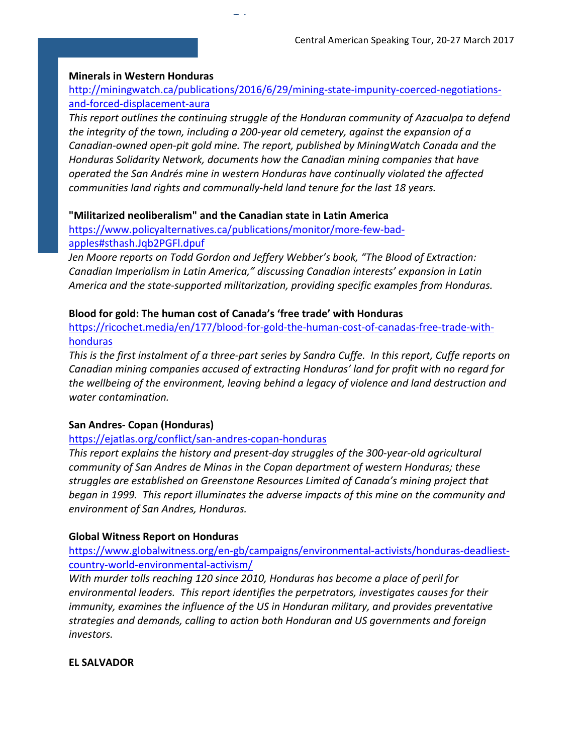**Minerals in Western Honduras**

http://miningwatch.ca/publications/2016/6/29/mining-state-impunity-coerced-negotiations-and-forced-displacement-aura

*This report outlines the continuing struggle of the Honduran community of Azacualpa to defend the integrity of the town, including a 200-year old cemetery, against the expansion of a Canadian-owned open-pit gold mine. The report, published by MiningWatch Canada and the Honduras Solidarity Network, documents how the Canadian mining companies that have operated the San Andrés mine in western Honduras have continually violated the affected communities land rights and communally-held land tenure for the last 18 years.*

**"Militarized neoliberalism" and the Canadian state in Latin America**

https://www.policyalternatives.ca/publications/monitor/more-few-bad-apples#sthash.Jqb2PGFl.dpuf

*Jen Moore reports on Todd Gordon and Jeffery Webber's book, "The Blood of Extraction: Canadian Imperialism in Latin America," discussing Canadian interests' expansion in Latin America and the state-supported militarization, providing specific examples from Honduras.*

**Blood for gold: The human cost of Canada's 'free trade' with Honduras**

https://ricochet.media/en/177/blood-for-gold-the-human-cost-of-canadas-free-trade-with-honduras

*This is the first instalment of a three-part series by Sandra Cuffe. In this report, Cuffe reports on Canadian mining companies accused of extracting Honduras' land for profit with no regard for the wellbeing of the environment, leaving behind a legacy of violence and land destruction and water contamination.*

**San Andres- Copan (Honduras)**

https://ejatlas.org/conflict/san-andres-copan-honduras

*This report explains the history and present-day struggles of the 300-year-old agricultural community of San Andres de Minas in the Copan department of western Honduras; these struggles are established on Greenstone Resources Limited of Canada's mining project that began in 1999. This report illuminates the adverse impacts of this mine on the community and environment of San Andres, Honduras.*

**Global Witness Report on Honduras**

https://www.globalwitness.org/en-gb/campaigns/environmental-activists/honduras-deadliest-country-world-environmental-activism/

*With murder tolls reaching 120 since 2010, Honduras has become a place of peril for environmental leaders. This report identifies the perpetrators, investigates causes for their immunity, examines the influence of the US in Honduran military, and provides preventative strategies and demands, calling to action both Honduran and US governments and foreign investors.*

**EL SALVADOR**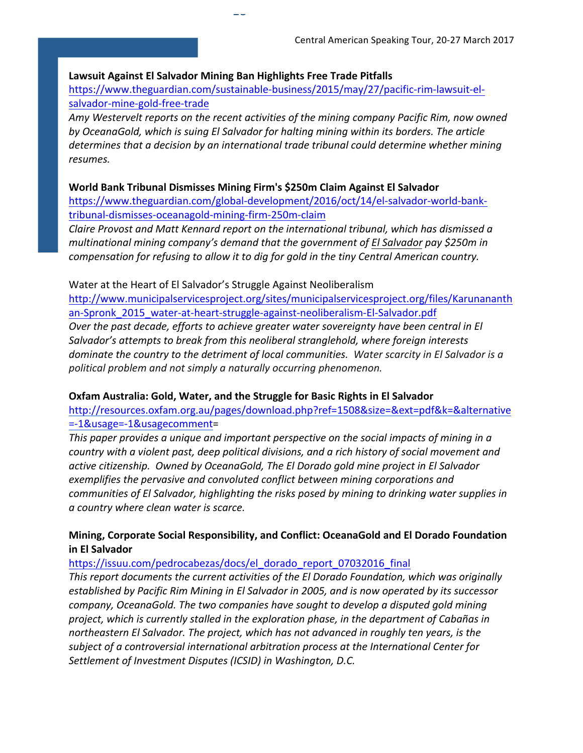**Lawsuit Against El Salvador Mining Ban Highlights Free Trade Pitfalls**

https://www.theguardian.com/sustainable-business/2015/may/27/pacific-rim-lawsuit-el-salvador-mine-gold-free-trade

*Amy Westervelt reports on the recent activities of the mining company Pacific Rim, now owned by OceanaGold, which is suing El Salvador for halting mining within its borders. The article determines that a decision by an international trade tribunal could determine whether mining resumes.*

**World Bank Tribunal Dismisses Mining Firm's $250m Claim Against El Salvador**

https://www.theguardian.com/global-development/2016/oct/14/el-salvador-world-bank-tribunal-dismisses-oceanagold-mining-firm-250m-claim

*Claire Provost and Matt Kennard report on the international tribunal, which has dismissed a multinational mining company's demand that the government of El Salvador pay $250m in compensation for refusing to allow it to dig for gold in the tiny Central American country.*

Water at the Heart of El Salvador's Struggle Against Neoliberalism

http://www.municipalservicesproject.org/sites/municipalservicesproject.org/files/Karunananthan-Spronk_2015_water-at-heart-struggle-against-neoliberalism-El-Salvador.pdf

*Over the past decade, efforts to achieve greater water sovereignty have been central in El Salvador's attempts to break from this neoliberal stranglehold, where foreign interests dominate the country to the detriment of local communities. Water scarcity in El Salvador is a political problem and not simply a naturally occurring phenomenon.*

**Oxfam Australia: Gold, Water, and the Struggle for Basic Rights in El Salvador**

http://resources.oxfam.org.au/pages/download.php?ref=1508&size=&ext=pdf&k=&alternative=-1&usage=-1&usagecomment=

*This paper provides a unique and important perspective on the social impacts of mining in a country with a violent past, deep political divisions, and a rich history of social movement and active citizenship. Owned by OceanaGold, The El Dorado gold mine project in El Salvador exemplifies the pervasive and convoluted conflict between mining corporations and communities of El Salvador, highlighting the risks posed by mining to drinking water supplies in a country where clean water is scarce.*

**Mining, Corporate Social Responsibility, and Conflict: OceanaGold and El Dorado Foundation in El Salvador**

https://issuu.com/pedrocabezas/docs/el_dorado_report_07032016_final

*This report documents the current activities of the El Dorado Foundation, which was originally established by Pacific Rim Mining in El Salvador in 2005, and is now operated by its successor company, OceanaGold. The two companies have sought to develop a disputed gold mining project, which is currently stalled in the exploration phase, in the department of Cabañas in northeastern El Salvador. The project, which has not advanced in roughly ten years, is the subject of a controversial international arbitration process at the International Center for Settlement of Investment Disputes (ICSID) in Washington, D.C.*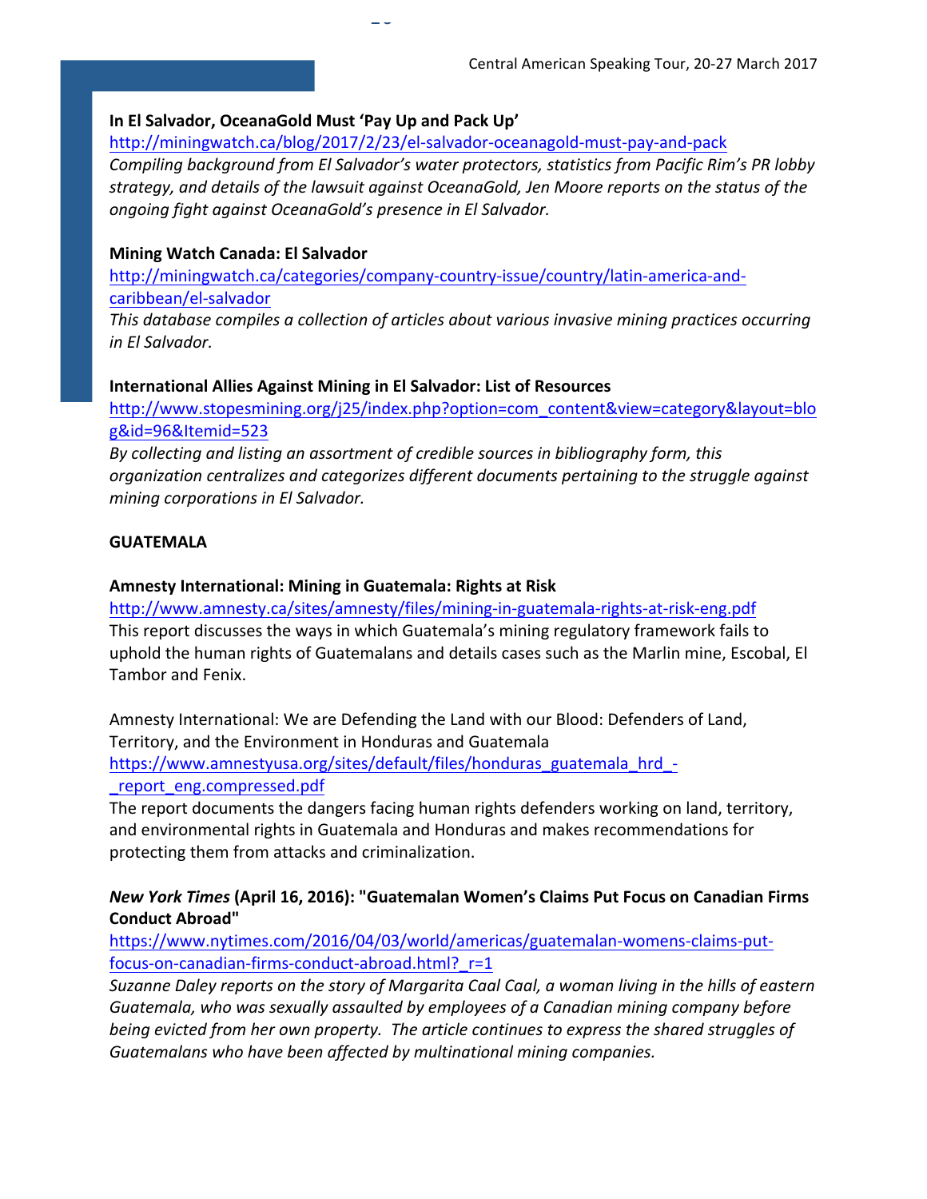**In El Salvador, OceanaGold Must 'Pay Up and Pack Up'**
http://miningwatch.ca/blog/2017/2/23/el-salvador-oceanagold-must-pay-and-pack
*Compiling background from El Salvador's water protectors, statistics from Pacific Rim's PR lobby strategy, and details of the lawsuit against OceanaGold, Jen Moore reports on the status of the ongoing fight against OceanaGold's presence in El Salvador.*

**Mining Watch Canada: El Salvador**
http://miningwatch.ca/categories/company-country-issue/country/latin-america-and-caribbean/el-salvador
*This database compiles a collection of articles about various invasive mining practices occurring in El Salvador.*

**International Allies Against Mining in El Salvador: List of Resources**
http://www.stopesmining.org/j25/index.php?option=com_content&view=category&layout=blog&id=96&Itemid=523
*By collecting and listing an assortment of credible sources in bibliography form, this organization centralizes and categorizes different documents pertaining to the struggle against mining corporations in El Salvador.*

**GUATEMALA**

**Amnesty International: Mining in Guatemala: Rights at Risk**
http://www.amnesty.ca/sites/amnesty/files/mining-in-guatemala-rights-at-risk-eng.pdf
This report discusses the ways in which Guatemala's mining regulatory framework fails to uphold the human rights of Guatemalans and details cases such as the Marlin mine, Escobal, El Tambor and Fenix.

Amnesty International: We are Defending the Land with our Blood: Defenders of Land, Territory, and the Environment in Honduras and Guatemala
https://www.amnestyusa.org/sites/default/files/honduras_guatemala_hrd_-_report_eng.compressed.pdf
The report documents the dangers facing human rights defenders working on land, territory, and environmental rights in Guatemala and Honduras and makes recommendations for protecting them from attacks and criminalization.

***New York Times* (April 16, 2016): "Guatemalan Women's Claims Put Focus on Canadian Firms Conduct Abroad"**
https://www.nytimes.com/2016/04/03/world/americas/guatemalan-womens-claims-put-focus-on-canadian-firms-conduct-abroad.html?_r=1
*Suzanne Daley reports on the story of Margarita Caal Caal, a woman living in the hills of eastern Guatemala, who was sexually assaulted by employees of a Canadian mining company before being evicted from her own property. The article continues to express the shared struggles of Guatemalans who have been affected by multinational mining companies.*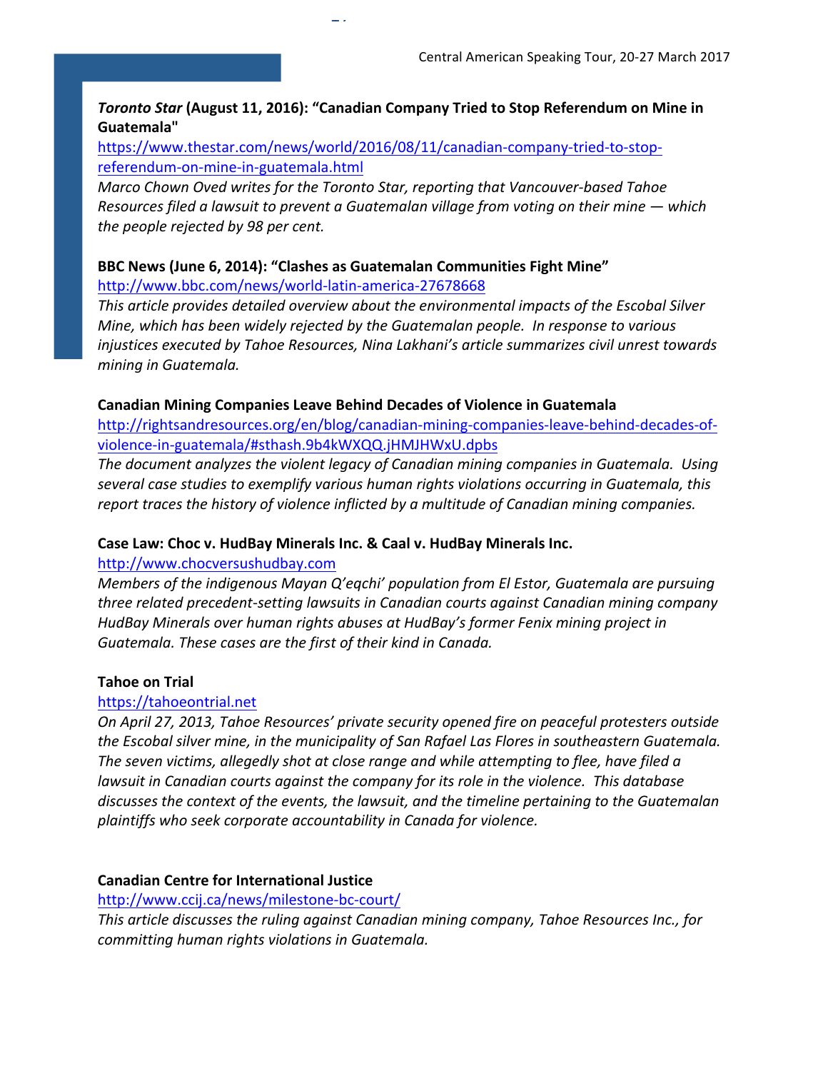**_Toronto Star_ (August 11, 2016): "Canadian Company Tried to Stop Referendum on Mine in Guatemala"**

https://www.thestar.com/news/world/2016/08/11/canadian-company-tried-to-stop-referendum-on-mine-in-guatemala.html

*Marco Chown Oved writes for the Toronto Star, reporting that Vancouver-based Tahoe Resources filed a lawsuit to prevent a Guatemalan village from voting on their mine — which the people rejected by 98 per cent.*

**BBC News (June 6, 2014): "Clashes as Guatemalan Communities Fight Mine"**

http://www.bbc.com/news/world-latin-america-27678668

*This article provides detailed overview about the environmental impacts of the Escobal Silver Mine, which has been widely rejected by the Guatemalan people. In response to various injustices executed by Tahoe Resources, Nina Lakhani's article summarizes civil unrest towards mining in Guatemala.*

**Canadian Mining Companies Leave Behind Decades of Violence in Guatemala**

http://rightsandresources.org/en/blog/canadian-mining-companies-leave-behind-decades-of-violence-in-guatemala/#sthash.9b4kWXQQ.jHMJHWxU.dpbs

*The document analyzes the violent legacy of Canadian mining companies in Guatemala. Using several case studies to exemplify various human rights violations occurring in Guatemala, this report traces the history of violence inflicted by a multitude of Canadian mining companies.*

**Case Law: Choc v. HudBay Minerals Inc. & Caal v. HudBay Minerals Inc.**

http://www.chocversushudbay.com

*Members of the indigenous Mayan Q'eqchi' population from El Estor, Guatemala are pursuing three related precedent-setting lawsuits in Canadian courts against Canadian mining company HudBay Minerals over human rights abuses at HudBay's former Fenix mining project in Guatemala. These cases are the first of their kind in Canada.*

**Tahoe on Trial**

https://tahoeontrial.net

*On April 27, 2013, Tahoe Resources' private security opened fire on peaceful protesters outside the Escobal silver mine, in the municipality of San Rafael Las Flores in southeastern Guatemala. The seven victims, allegedly shot at close range and while attempting to flee, have filed a lawsuit in Canadian courts against the company for its role in the violence. This database discusses the context of the events, the lawsuit, and the timeline pertaining to the Guatemalan plaintiffs who seek corporate accountability in Canada for violence.*

**Canadian Centre for International Justice**

http://www.ccij.ca/news/milestone-bc-court/

*This article discusses the ruling against Canadian mining company, Tahoe Resources Inc., for committing human rights violations in Guatemala.*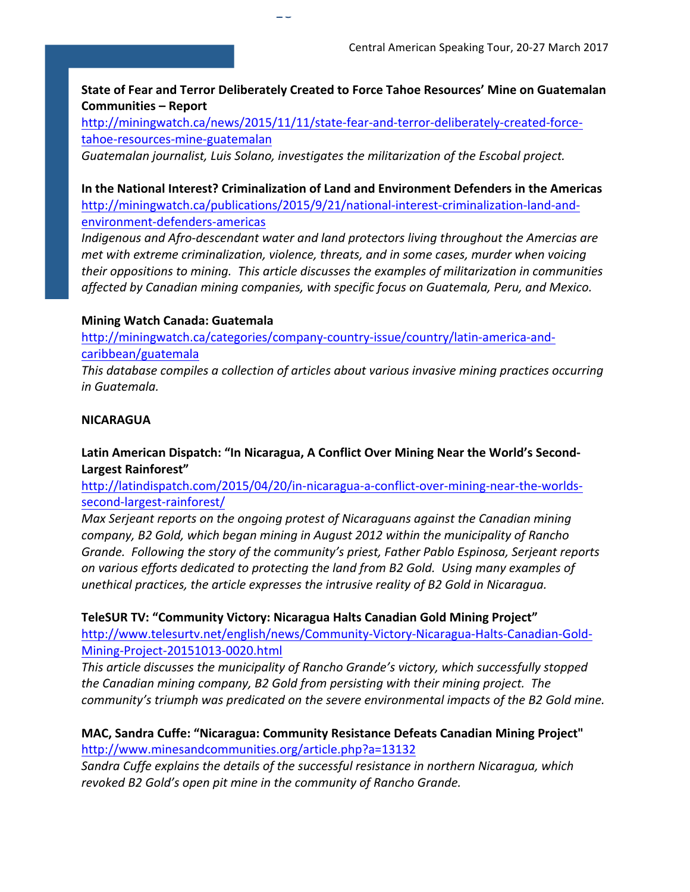**State of Fear and Terror Deliberately Created to Force Tahoe Resources' Mine on Guatemalan Communities – Report**
http://miningwatch.ca/news/2015/11/11/state-fear-and-terror-deliberately-created-force-tahoe-resources-mine-guatemalan
*Guatemalan journalist, Luis Solano, investigates the militarization of the Escobal project.*

**In the National Interest? Criminalization of Land and Environment Defenders in the Americas**
http://miningwatch.ca/publications/2015/9/21/national-interest-criminalization-land-and-environment-defenders-americas
*Indigenous and Afro-descendant water and land protectors living throughout the Amercias are met with extreme criminalization, violence, threats, and in some cases, murder when voicing their oppositions to mining. This article discusses the examples of militarization in communities affected by Canadian mining companies, with specific focus on Guatemala, Peru, and Mexico.*

**Mining Watch Canada: Guatemala**
http://miningwatch.ca/categories/company-country-issue/country/latin-america-and-caribbean/guatemala
*This database compiles a collection of articles about various invasive mining practices occurring in Guatemala.*

**NICARAGUA**

**Latin American Dispatch: "In Nicaragua, A Conflict Over Mining Near the World's Second-Largest Rainforest"**
http://latindispatch.com/2015/04/20/in-nicaragua-a-conflict-over-mining-near-the-worlds-second-largest-rainforest/
*Max Serjeant reports on the ongoing protest of Nicaraguans against the Canadian mining company, B2 Gold, which began mining in August 2012 within the municipality of Rancho Grande. Following the story of the community's priest, Father Pablo Espinosa, Serjeant reports on various efforts dedicated to protecting the land from B2 Gold. Using many examples of unethical practices, the article expresses the intrusive reality of B2 Gold in Nicaragua.*

**TeleSUR TV: "Community Victory: Nicaragua Halts Canadian Gold Mining Project"**
http://www.telesurtv.net/english/news/Community-Victory-Nicaragua-Halts-Canadian-Gold-Mining-Project-20151013-0020.html
*This article discusses the municipality of Rancho Grande's victory, which successfully stopped the Canadian mining company, B2 Gold from persisting with their mining project. The community's triumph was predicated on the severe environmental impacts of the B2 Gold mine.*

**MAC, Sandra Cuffe: "Nicaragua: Community Resistance Defeats Canadian Mining Project"**
http://www.minesandcommunities.org/article.php?a=13132
*Sandra Cuffe explains the details of the successful resistance in northern Nicaragua, which revoked B2 Gold's open pit mine in the community of Rancho Grande.*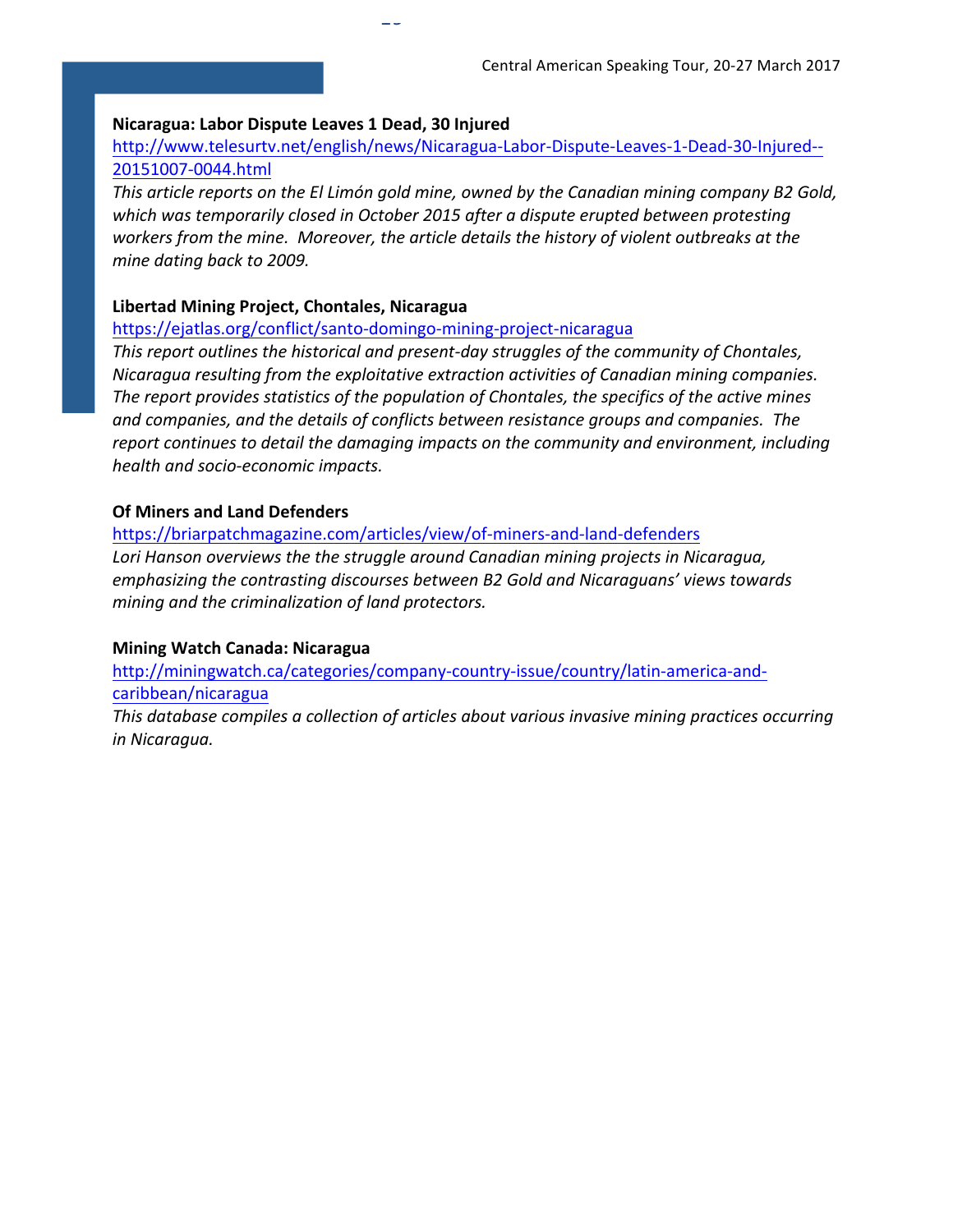**Nicaragua: Labor Dispute Leaves 1 Dead, 30 Injured**

http://www.telesurtv.net/english/news/Nicaragua-Labor-Dispute-Leaves-1-Dead-30-Injured--20151007-0044.html

*This article reports on the El Limón gold mine, owned by the Canadian mining company B2 Gold, which was temporarily closed in October 2015 after a dispute erupted between protesting workers from the mine. Moreover, the article details the history of violent outbreaks at the mine dating back to 2009.*

**Libertad Mining Project, Chontales, Nicaragua**

https://ejatlas.org/conflict/santo-domingo-mining-project-nicaragua

*This report outlines the historical and present-day struggles of the community of Chontales, Nicaragua resulting from the exploitative extraction activities of Canadian mining companies. The report provides statistics of the population of Chontales, the specifics of the active mines and companies, and the details of conflicts between resistance groups and companies. The report continues to detail the damaging impacts on the community and environment, including health and socio-economic impacts.*

**Of Miners and Land Defenders**

https://briarpatchmagazine.com/articles/view/of-miners-and-land-defenders

*Lori Hanson overviews the the struggle around Canadian mining projects in Nicaragua, emphasizing the contrasting discourses between B2 Gold and Nicaraguans' views towards mining and the criminalization of land protectors.*

**Mining Watch Canada: Nicaragua**

http://miningwatch.ca/categories/company-country-issue/country/latin-america-and-caribbean/nicaragua

*This database compiles a collection of articles about various invasive mining practices occurring in Nicaragua.*